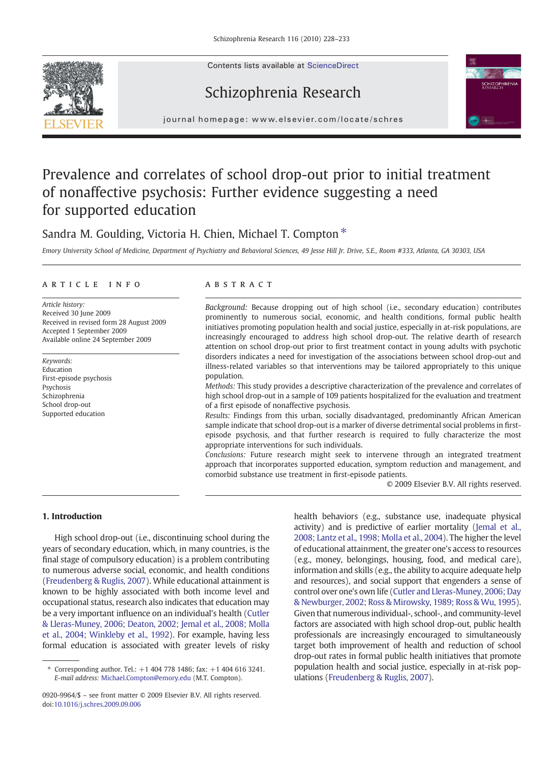# Prevalence and correlates of school drop-out prior to initial treatment of nonaffective psychosis: Further evidence suggesting a need for supported education

Sandra M. Goulding, Victoria H. Chien, Michael T. Compton *

*Emory University School of Medicine, Department of Psychiatry and Behavioral Sciences, 49 Jesse Hill Jr. Drive, S.E., Room #333, Atlanta, GA 30303, USA*

## ARTICLE INFO

*Article history:*
Received 30 June 2009
Received in revised form 28 August 2009
Accepted 1 September 2009
Available online 24 September 2009

*Keywords:*
Education
First-episode psychosis
Psychosis
Schizophrenia
School drop-out
Supported education

## ABSTRACT

*Background:* Because dropping out of high school (i.e., secondary education) contributes prominently to numerous social, economic, and health conditions, formal public health initiatives promoting population health and social justice, especially in at-risk populations, are increasingly encouraged to address high school drop-out. The relative dearth of research attention on school drop-out prior to first treatment contact in young adults with psychotic disorders indicates a need for investigation of the associations between school drop-out and illness-related variables so that interventions may be tailored appropriately to this unique population.

*Methods:* This study provides a descriptive characterization of the prevalence and correlates of high school drop-out in a sample of 109 patients hospitalized for the evaluation and treatment of a first episode of nonaffective psychosis.

*Results:* Findings from this urban, socially disadvantaged, predominantly African American sample indicate that school drop-out is a marker of diverse detrimental social problems in first-episode psychosis, and that further research is required to fully characterize the most appropriate interventions for such individuals.

*Conclusions:* Future research might seek to intervene through an integrated treatment approach that incorporates supported education, symptom reduction and management, and comorbid substance use treatment in first-episode patients.

© 2009 Elsevier B.V. All rights reserved.

## 1. Introduction

High school drop-out (i.e., discontinuing school during the years of secondary education, which, in many countries, is the final stage of compulsory education) is a problem contributing to numerous adverse social, economic, and health conditions (Freudenberg & Ruglis, 2007). While educational attainment is known to be highly associated with both income level and occupational status, research also indicates that education may be a very important influence on an individual's health (Cutler & Lleras-Muney, 2006; Deaton, 2002; Jemal et al., 2008; Molla et al., 2004; Winkleby et al., 1992). For example, having less formal education is associated with greater levels of risky health behaviors (e.g., substance use, inadequate physical activity) and is predictive of earlier mortality (Jemal et al., 2008; Lantz et al., 1998; Molla et al., 2004). The higher the level of educational attainment, the greater one's access to resources (e.g., money, belongings, housing, food, and medical care), information and skills (e.g., the ability to acquire adequate help and resources), and social support that engenders a sense of control over one's own life (Cutler and Lleras-Muney, 2006; Day & Newburger, 2002; Ross & Mirowsky, 1989; Ross & Wu, 1995). Given that numerous individual-, school-, and community-level factors are associated with high school drop-out, public health professionals are increasingly encouraged to simultaneously target both improvement of health and reduction of school drop-out rates in formal public health initiatives that promote population health and social justice, especially in at-risk populations (Freudenberg & Ruglis, 2007).

* Corresponding author. Tel.: +1 404 778 1486; fax: +1 404 616 3241. *E-mail address:* Michael.Compton@emory.edu (M.T. Compton).

0920-9964/$ – see front matter © 2009 Elsevier B.V. All rights reserved.
doi:10.1016/j.schres.2009.09.006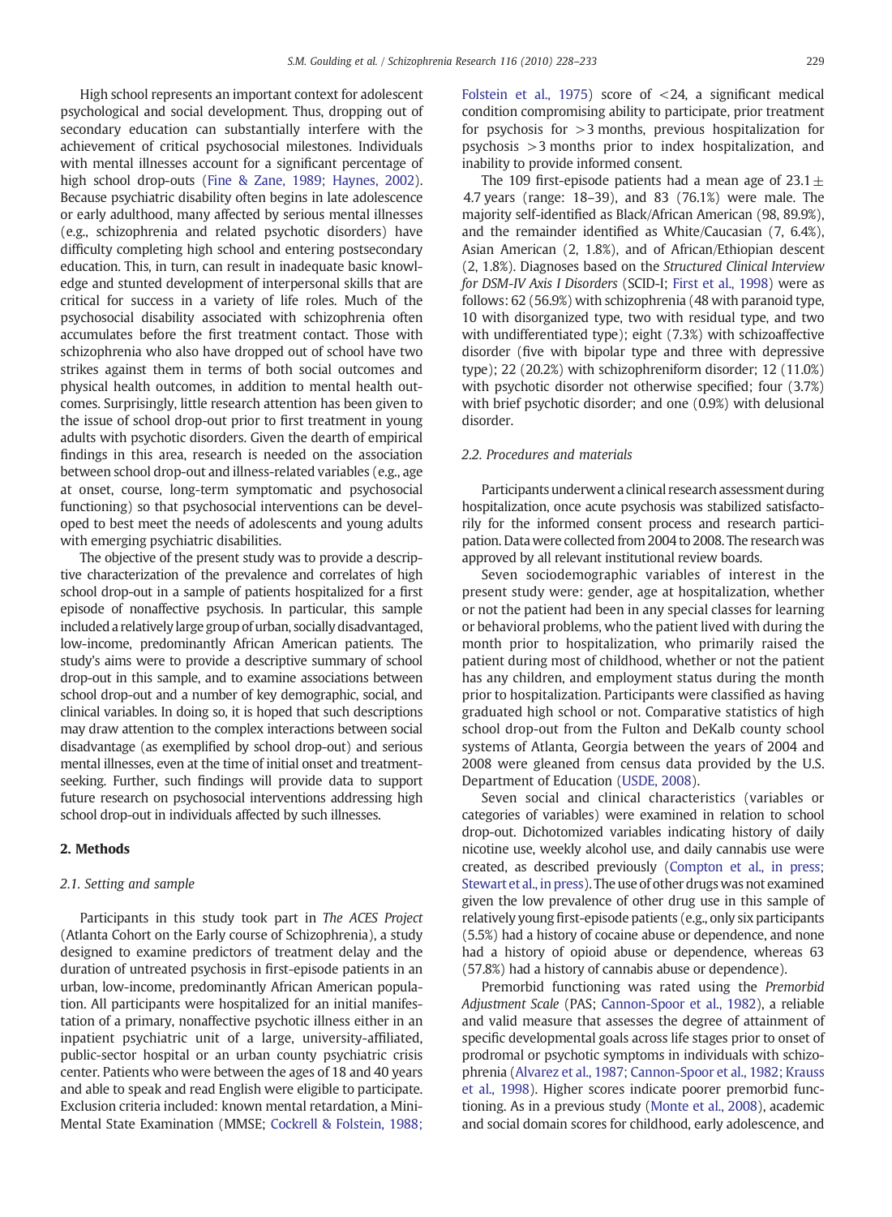High school represents an important context for adolescent psychological and social development. Thus, dropping out of secondary education can substantially interfere with the achievement of critical psychosocial milestones. Individuals with mental illnesses account for a significant percentage of high school drop-outs (Fine & Zane, 1989; Haynes, 2002). Because psychiatric disability often begins in late adolescence or early adulthood, many affected by serious mental illnesses (e.g., schizophrenia and related psychotic disorders) have difficulty completing high school and entering postsecondary education. This, in turn, can result in inadequate basic knowledge and stunted development of interpersonal skills that are critical for success in a variety of life roles. Much of the psychosocial disability associated with schizophrenia often accumulates before the first treatment contact. Those with schizophrenia who also have dropped out of school have two strikes against them in terms of both social outcomes and physical health outcomes, in addition to mental health outcomes. Surprisingly, little research attention has been given to the issue of school drop-out prior to first treatment in young adults with psychotic disorders. Given the dearth of empirical findings in this area, research is needed on the association between school drop-out and illness-related variables (e.g., age at onset, course, long-term symptomatic and psychosocial functioning) so that psychosocial interventions can be developed to best meet the needs of adolescents and young adults with emerging psychiatric disabilities.

The objective of the present study was to provide a descriptive characterization of the prevalence and correlates of high school drop-out in a sample of patients hospitalized for a first episode of nonaffective psychosis. In particular, this sample included a relatively large group of urban, socially disadvantaged, low-income, predominantly African American patients. The study's aims were to provide a descriptive summary of school drop-out in this sample, and to examine associations between school drop-out and a number of key demographic, social, and clinical variables. In doing so, it is hoped that such descriptions may draw attention to the complex interactions between social disadvantage (as exemplified by school drop-out) and serious mental illnesses, even at the time of initial onset and treatment-seeking. Further, such findings will provide data to support future research on psychosocial interventions addressing high school drop-out in individuals affected by such illnesses.

## 2. Methods

### 2.1. Setting and sample

Participants in this study took part in *The ACES Project* (Atlanta Cohort on the Early course of Schizophrenia), a study designed to examine predictors of treatment delay and the duration of untreated psychosis in first-episode patients in an urban, low-income, predominantly African American population. All participants were hospitalized for an initial manifestation of a primary, nonaffective psychotic illness either in an inpatient psychiatric unit of a large, university-affiliated, public-sector hospital or an urban county psychiatric crisis center. Patients who were between the ages of 18 and 40 years and able to speak and read English were eligible to participate. Exclusion criteria included: known mental retardation, a Mini-Mental State Examination (MMSE; Cockrell & Folstein, 1988; Folstein et al., 1975) score of <24, a significant medical condition compromising ability to participate, prior treatment for psychosis for >3 months, previous hospitalization for psychosis >3 months prior to index hospitalization, and inability to provide informed consent.

The 109 first-episode patients had a mean age of 23.1 ± 4.7 years (range: 18–39), and 83 (76.1%) were male. The majority self-identified as Black/African American (98, 89.9%), and the remainder identified as White/Caucasian (7, 6.4%), Asian American (2, 1.8%), and of African/Ethiopian descent (2, 1.8%). Diagnoses based on the *Structured Clinical Interview for DSM-IV Axis I Disorders* (SCID-I; First et al., 1998) were as follows: 62 (56.9%) with schizophrenia (48 with paranoid type, 10 with disorganized type, two with residual type, and two with undifferentiated type); eight (7.3%) with schizoaffective disorder (five with bipolar type and three with depressive type); 22 (20.2%) with schizophreniform disorder; 12 (11.0%) with psychotic disorder not otherwise specified; four (3.7%) with brief psychotic disorder; and one (0.9%) with delusional disorder.

### 2.2. Procedures and materials

Participants underwent a clinical research assessment during hospitalization, once acute psychosis was stabilized satisfactorily for the informed consent process and research participation. Data were collected from 2004 to 2008. The research was approved by all relevant institutional review boards.

Seven sociodemographic variables of interest in the present study were: gender, age at hospitalization, whether or not the patient had been in any special classes for learning or behavioral problems, who the patient lived with during the month prior to hospitalization, who primarily raised the patient during most of childhood, whether or not the patient has any children, and employment status during the month prior to hospitalization. Participants were classified as having graduated high school or not. Comparative statistics of high school drop-out from the Fulton and DeKalb county school systems of Atlanta, Georgia between the years of 2004 and 2008 were gleaned from census data provided by the U.S. Department of Education (USDE, 2008).

Seven social and clinical characteristics (variables or categories of variables) were examined in relation to school drop-out. Dichotomized variables indicating history of daily nicotine use, weekly alcohol use, and daily cannabis use were created, as described previously (Compton et al., in press; Stewart et al., in press). The use of other drugs was not examined given the low prevalence of other drug use in this sample of relatively young first-episode patients (e.g., only six participants (5.5%) had a history of cocaine abuse or dependence, and none had a history of opioid abuse or dependence, whereas 63 (57.8%) had a history of cannabis abuse or dependence).

Premorbid functioning was rated using the *Premorbid Adjustment Scale* (PAS; Cannon-Spoor et al., 1982), a reliable and valid measure that assesses the degree of attainment of specific developmental goals across life stages prior to onset of prodromal or psychotic symptoms in individuals with schizophrenia (Alvarez et al., 1987; Cannon-Spoor et al., 1982; Krauss et al., 1998). Higher scores indicate poorer premorbid functioning. As in a previous study (Monte et al., 2008), academic and social domain scores for childhood, early adolescence, and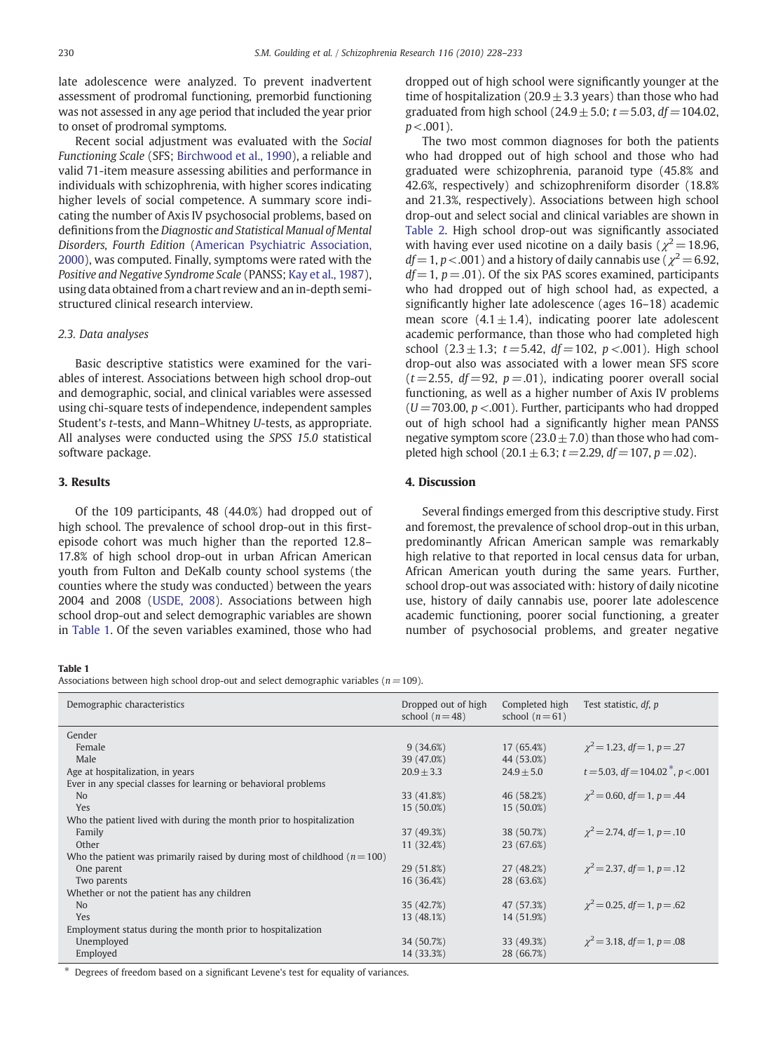late adolescence were analyzed. To prevent inadvertent assessment of prodromal functioning, premorbid functioning was not assessed in any age period that included the year prior to onset of prodromal symptoms.

Recent social adjustment was evaluated with the *Social Functioning Scale* (SFS; Birchwood et al., 1990), a reliable and valid 71-item measure assessing abilities and performance in individuals with schizophrenia, with higher scores indicating higher levels of social competence. A summary score indicating the number of Axis IV psychosocial problems, based on definitions from the *Diagnostic and Statistical Manual of Mental Disorders, Fourth Edition* (American Psychiatric Association, 2000), was computed. Finally, symptoms were rated with the *Positive and Negative Syndrome Scale* (PANSS; Kay et al., 1987), using data obtained from a chart review and an in-depth semi-structured clinical research interview.

### 2.3. Data analyses

Basic descriptive statistics were examined for the variables of interest. Associations between high school drop-out and demographic, social, and clinical variables were assessed using chi-square tests of independence, independent samples Student's *t*-tests, and Mann–Whitney *U*-tests, as appropriate. All analyses were conducted using the *SPSS 15.0* statistical software package.

## 3. Results

Of the 109 participants, 48 (44.0%) had dropped out of high school. The prevalence of school drop-out in this first-episode cohort was much higher than the reported 12.8–17.8% of high school drop-out in urban African American youth from Fulton and DeKalb county school systems (the counties where the study was conducted) between the years 2004 and 2008 (USDE, 2008). Associations between high school drop-out and select demographic variables are shown in Table 1. Of the seven variables examined, those who had dropped out of high school were significantly younger at the time of hospitalization (20.9 ± 3.3 years) than those who had graduated from high school (24.9 ± 5.0; $t = 5.03$, $df = 104.02$, $p < .001$).

The two most common diagnoses for both the patients who had dropped out of high school and those who had graduated were schizophrenia, paranoid type (45.8% and 42.6%, respectively) and schizophreniform disorder (18.8% and 21.3%, respectively). Associations between high school drop-out and select social and clinical variables are shown in Table 2. High school drop-out was significantly associated with having ever used nicotine on a daily basis ($\chi^2 = 18.96$, $df = 1$, $p < .001$) and a history of daily cannabis use ($\chi^2 = 6.92$, $df = 1$, $p = .01$). Of the six PAS scores examined, participants who had dropped out of high school had, as expected, a significantly higher late adolescence (ages 16–18) academic mean score (4.1 ± 1.4), indicating poorer late adolescent academic performance, than those who had completed high school (2.3 ± 1.3; $t = 5.42$, $df = 102$, $p < .001$). High school drop-out also was associated with a lower mean SFS score ($t = 2.55$, $df = 92$, $p = .01$), indicating poorer overall social functioning, as well as a higher number of Axis IV problems ($U = 703.00$, $p < .001$). Further, participants who had dropped out of high school had a significantly higher mean PANSS negative symptom score (23.0 ± 7.0) than those who had completed high school (20.1 ± 6.3; $t = 2.29$, $df = 107$, $p = .02$).

## 4. Discussion

Several findings emerged from this descriptive study. First and foremost, the prevalence of school drop-out in this urban, predominantly African American sample was remarkably high relative to that reported in local census data for urban, African American youth during the same years. Further, school drop-out was associated with: history of daily nicotine use, history of daily cannabis use, poorer late adolescence academic functioning, poorer social functioning, a greater number of psychosocial problems, and greater negative

**Table 1**
Associations between high school drop-out and select demographic variables ($n = 109$).

| Demographic characteristics | Dropped out of high school ($n = 48$) | Completed high school ($n = 61$) | Test statistic, *df*, *p* |
|---|---|---|---|
| Gender | | | |
| Female | 9 (34.6%) | 17 (65.4%) | $\chi^2 = 1.23$, $df = 1$, $p = .27$ |
| Male | 39 (47.0%) | 44 (53.0%) | |
| Age at hospitalization, in years | 20.9 ± 3.3 | 24.9 ± 5.0 | $t = 5.03$, $df = 104.02$*, $p < .001$ |
| Ever in any special classes for learning or behavioral problems | | | |
| No | 33 (41.8%) | 46 (58.2%) | $\chi^2 = 0.60$, $df = 1$, $p = .44$ |
| Yes | 15 (50.0%) | 15 (50.0%) | |
| Who the patient lived with during the month prior to hospitalization | | | |
| Family | 37 (49.3%) | 38 (50.7%) | $\chi^2 = 2.74$, $df = 1$, $p = .10$ |
| Other | 11 (32.4%) | 23 (67.6%) | |
| Who the patient was primarily raised by during most of childhood ($n = 100$) | | | |
| One parent | 29 (51.8%) | 27 (48.2%) | $\chi^2 = 2.37$, $df = 1$, $p = .12$ |
| Two parents | 16 (36.4%) | 28 (63.6%) | |
| Whether or not the patient has any children | | | |
| No | 35 (42.7%) | 47 (57.3%) | $\chi^2 = 0.25$, $df = 1$, $p = .62$ |
| Yes | 13 (48.1%) | 14 (51.9%) | |
| Employment status during the month prior to hospitalization | | | |
| Unemployed | 34 (50.7%) | 33 (49.3%) | $\chi^2 = 3.18$, $df = 1$, $p = .08$ |
| Employed | 14 (33.3%) | 28 (66.7%) | |

\* Degrees of freedom based on a significant Levene's test for equality of variances.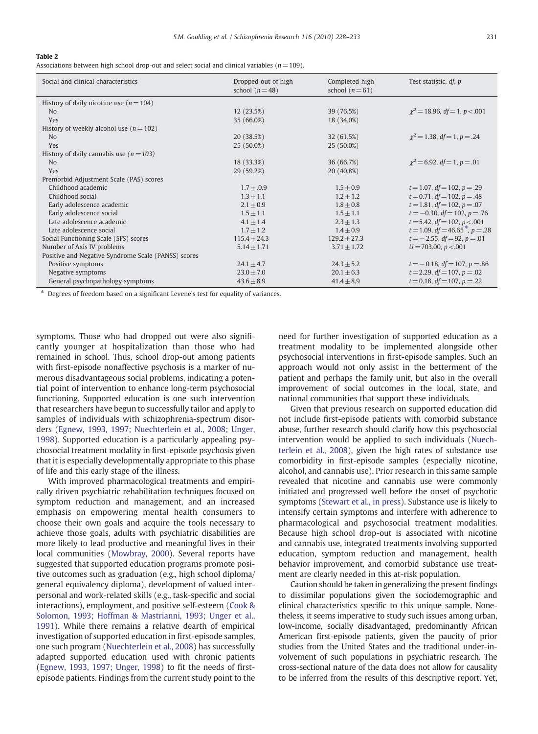**Table 2**
Associations between high school drop-out and select social and clinical variables ($n = 109$).

| Social and clinical characteristics | Dropped out of high school ($n = 48$) | Completed high school ($n = 61$) | Test statistic, *df*, *p* |
|---|---|---|---|
| History of daily nicotine use ($n = 104$) | | | |
| No | 12 (23.5%) | 39 (76.5%) | $\chi^2 = 18.96$, $df = 1$, $p < .001$ |
| Yes | 35 (66.0%) | 18 (34.0%) | |
| History of weekly alcohol use ($n = 102$) | | | |
| No | 20 (38.5%) | 32 (61.5%) | $\chi^2 = 1.38$, $df = 1$, $p = .24$ |
| Yes | 25 (50.0%) | 25 (50.0%) | |
| History of daily cannabis use ($n = 103$) | | | |
| No | 18 (33.3%) | 36 (66.7%) | $\chi^2 = 6.92$, $df = 1$, $p = .01$ |
| Yes | 29 (59.2%) | 20 (40.8%) | |
| Premorbid Adjustment Scale (PAS) scores | | | |
| Childhood academic | $1.7 \pm .0.9$ | $1.5 \pm 0.9$ | $t = 1.07$, $df = 102$, $p = .29$ |
| Childhood social | $1.3 \pm 1.1$ | $1.2 \pm 1.2$ | $t = 0.71$, $df = 102$, $p = .48$ |
| Early adolescence academic | $2.1 \pm 0.9$ | $1.8 \pm 0.8$ | $t = 1.81$, $df = 102$, $p = .07$ |
| Early adolescence social | $1.5 \pm 1.1$ | $1.5 \pm 1.1$ | $t = -0.30$, $df = 102$, $p = .76$ |
| Late adolescence academic | $4.1 \pm 1.4$ | $2.3 \pm 1.3$ | $t = 5.42$, $df = 102$, $p < .001$ |
| Late adolescence social | $1.7 \pm 1.2$ | $1.4 \pm 0.9$ | $t = 1.09$, $df = 46.65$*, $p = .28$ |
| Social Functioning Scale (SFS) scores | $115.4 \pm 24.3$ | $129.2 \pm 27.3$ | $t = -2.55$, $df = 92$, $p = .01$ |
| Number of Axis IV problems | $5.14 \pm 1.71$ | $3.71 \pm 1.72$ | $U = 703.00$, $p < .001$ |
| Positive and Negative Syndrome Scale (PANSS) scores | | | |
| Positive symptoms | $24.1 \pm 4.7$ | $24.3 \pm 5.2$ | $t = -0.18$, $df = 107$, $p = .86$ |
| Negative symptoms | $23.0 \pm 7.0$ | $20.1 \pm 6.3$ | $t = 2.29$, $df = 107$, $p = .02$ |
| General psychopathology symptoms | $43.6 \pm 8.9$ | $41.4 \pm 8.9$ | $t = 0.18$, $df = 107$, $p = .22$ |

\* Degrees of freedom based on a significant Levene's test for equality of variances.

symptoms. Those who had dropped out were also significantly younger at hospitalization than those who had remained in school. Thus, school drop-out among patients with first-episode nonaffective psychosis is a marker of numerous disadvantageous social problems, indicating a potential point of intervention to enhance long-term psychosocial functioning. Supported education is one such intervention that researchers have begun to successfully tailor and apply to samples of individuals with schizophrenia-spectrum disorders (Egnew, 1993, 1997; Nuechterlein et al., 2008; Unger, 1998). Supported education is a particularly appealing psychosocial treatment modality in first-episode psychosis given that it is especially developmentally appropriate to this phase of life and this early stage of the illness.

With improved pharmacological treatments and empirically driven psychiatric rehabilitation techniques focused on symptom reduction and management, and an increased emphasis on empowering mental health consumers to choose their own goals and acquire the tools necessary to achieve those goals, adults with psychiatric disabilities are more likely to lead productive and meaningful lives in their local communities (Mowbray, 2000). Several reports have suggested that supported education programs promote positive outcomes such as graduation (e.g., high school diploma/general equivalency diploma), development of valued interpersonal and work-related skills (e.g., task-specific and social interactions), employment, and positive self-esteem (Cook & Solomon, 1993; Hoffman & Mastrianni, 1993; Unger et al., 1991). While there remains a relative dearth of empirical investigation of supported education in first-episode samples, one such program (Nuechterlein et al., 2008) has successfully adapted supported education used with chronic patients (Egnew, 1993, 1997; Unger, 1998) to fit the needs of first-episode patients. Findings from the current study point to the need for further investigation of supported education as a treatment modality to be implemented alongside other psychosocial interventions in first-episode samples. Such an approach would not only assist in the betterment of the patient and perhaps the family unit, but also in the overall improvement of social outcomes in the local, state, and national communities that support these individuals.

Given that previous research on supported education did not include first-episode patients with comorbid substance abuse, further research should clarify how this psychosocial intervention would be applied to such individuals (Nuechterlein et al., 2008), given the high rates of substance use comorbidity in first-episode samples (especially nicotine, alcohol, and cannabis use). Prior research in this same sample revealed that nicotine and cannabis use were commonly initiated and progressed well before the onset of psychotic symptoms (Stewart et al., in press). Substance use is likely to intensify certain symptoms and interfere with adherence to pharmacological and psychosocial treatment modalities. Because high school drop-out is associated with nicotine and cannabis use, integrated treatments involving supported education, symptom reduction and management, health behavior improvement, and comorbid substance use treatment are clearly needed in this at-risk population.

Caution should be taken in generalizing the present findings to dissimilar populations given the sociodemographic and clinical characteristics specific to this unique sample. Nonetheless, it seems imperative to study such issues among urban, low-income, socially disadvantaged, predominantly African American first-episode patients, given the paucity of prior studies from the United States and the traditional under-involvement of such populations in psychiatric research. The cross-sectional nature of the data does not allow for causality to be inferred from the results of this descriptive report. Yet,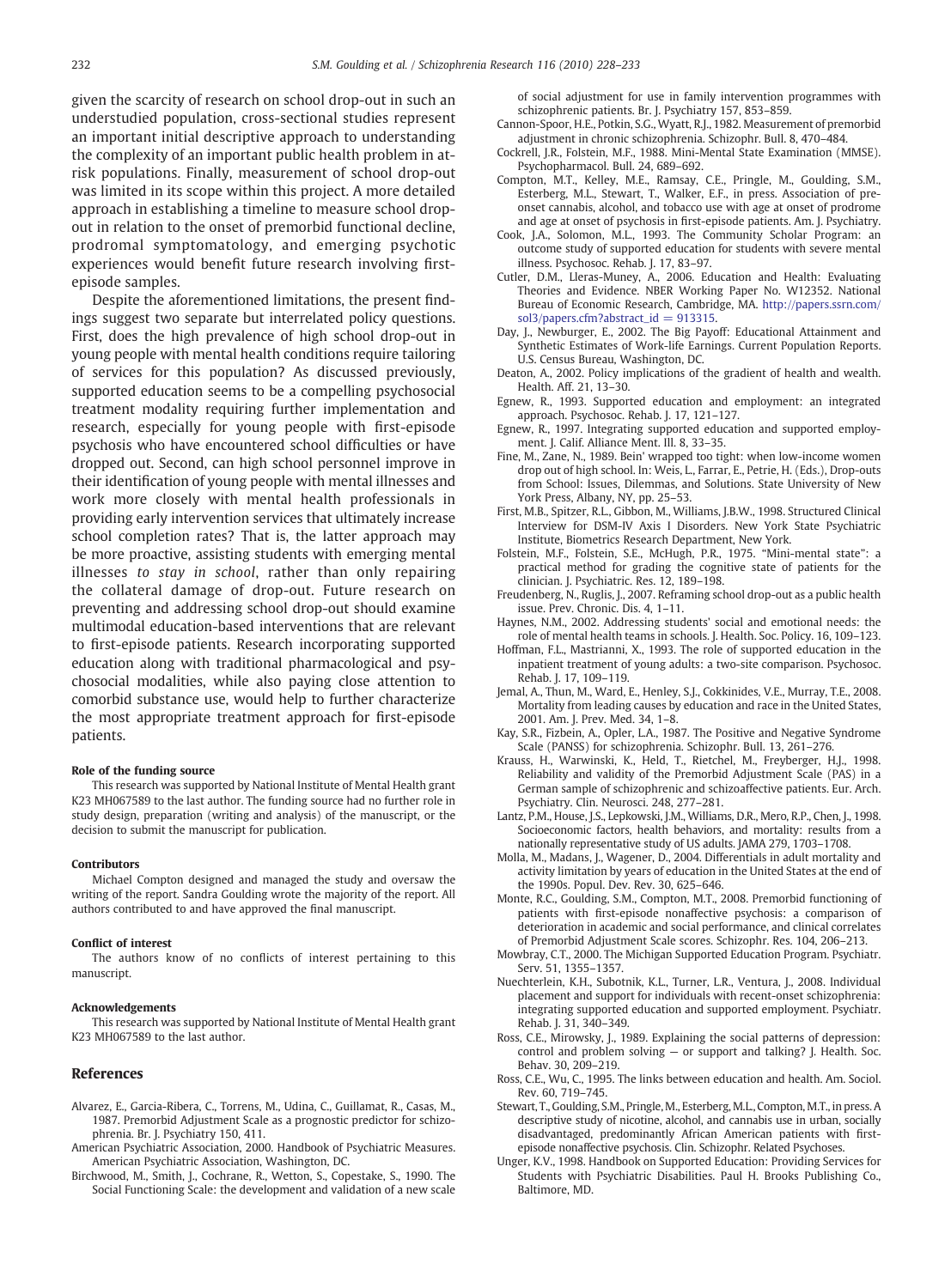given the scarcity of research on school drop-out in such an understudied population, cross-sectional studies represent an important initial descriptive approach to understanding the complexity of an important public health problem in at-risk populations. Finally, measurement of school drop-out was limited in its scope within this project. A more detailed approach in establishing a timeline to measure school drop-out in relation to the onset of premorbid functional decline, prodromal symptomatology, and emerging psychotic experiences would benefit future research involving first-episode samples.

Despite the aforementioned limitations, the present findings suggest two separate but interrelated policy questions. First, does the high prevalence of high school drop-out in young people with mental health conditions require tailoring of services for this population? As discussed previously, supported education seems to be a compelling psychosocial treatment modality requiring further implementation and research, especially for young people with first-episode psychosis who have encountered school difficulties or have dropped out. Second, can high school personnel improve in their identification of young people with mental illnesses and work more closely with mental health professionals in providing early intervention services that ultimately increase school completion rates? That is, the latter approach may be more proactive, assisting students with emerging mental illnesses *to stay in school*, rather than only repairing the collateral damage of drop-out. Future research on preventing and addressing school drop-out should examine multimodal education-based interventions that are relevant to first-episode patients. Research incorporating supported education along with traditional pharmacological and psychosocial modalities, while also paying close attention to comorbid substance use, would help to further characterize the most appropriate treatment approach for first-episode patients.

#### Role of the funding source

This research was supported by National Institute of Mental Health grant K23 MH067589 to the last author. The funding source had no further role in study design, preparation (writing and analysis) of the manuscript, or the decision to submit the manuscript for publication.

#### Contributors

Michael Compton designed and managed the study and oversaw the writing of the report. Sandra Goulding wrote the majority of the report. All authors contributed to and have approved the final manuscript.

#### Conflict of interest

The authors know of no conflicts of interest pertaining to this manuscript.

#### Acknowledgements

This research was supported by National Institute of Mental Health grant K23 MH067589 to the last author.

## References

Alvarez, E., Garcia-Ribera, C., Torrens, M., Udina, C., Guillamat, R., Casas, M., 1987. Premorbid Adjustment Scale as a prognostic predictor for schizophrenia. Br. J. Psychiatry 150, 411.

American Psychiatric Association, 2000. Handbook of Psychiatric Measures. American Psychiatric Association, Washington, DC.

Birchwood, M., Smith, J., Cochrane, R., Wetton, S., Copestake, S., 1990. The Social Functioning Scale: the development and validation of a new scale of social adjustment for use in family intervention programmes with schizophrenic patients. Br. J. Psychiatry 157, 853–859.

Cannon-Spoor, H.E., Potkin, S.G., Wyatt, R.J., 1982. Measurement of premorbid adjustment in chronic schizophrenia. Schizophr. Bull. 8, 470–484.

Cockrell, J.R., Folstein, M.F., 1988. Mini-Mental State Examination (MMSE). Psychopharmacol. Bull. 24, 689–692.

Compton, M.T., Kelley, M.E., Ramsay, C.E., Pringle, M., Goulding, S.M., Esterberg, M.L., Stewart, T., Walker, E.F., in press. Association of pre-onset cannabis, alcohol, and tobacco use with age at onset of prodrome and age at onset of psychosis in first-episode patients. Am. J. Psychiatry.

Cook, J.A., Solomon, M.L., 1993. The Community Scholar Program: an outcome study of supported education for students with severe mental illness. Psychosoc. Rehab. J. 17, 83–97.

Cutler, D.M., Lleras-Muney, A., 2006. Education and Health: Evaluating Theories and Evidence. NBER Working Paper No. W12352. National Bureau of Economic Research, Cambridge, MA. http://papers.ssrn.com/sol3/papers.cfm?abstract_id = 913315.

Day, J., Newburger, E., 2002. The Big Payoff: Educational Attainment and Synthetic Estimates of Work-life Earnings. Current Population Reports. U.S. Census Bureau, Washington, DC.

Deaton, A., 2002. Policy implications of the gradient of health and wealth. Health. Aff. 21, 13–30.

Egnew, R., 1993. Supported education and employment: an integrated approach. Psychosoc. Rehab. J. 17, 121–127.

Egnew, R., 1997. Integrating supported education and supported employment. J. Calif. Alliance Ment. Ill. 8, 33–35.

Fine, M., Zane, N., 1989. Bein' wrapped too tight: when low-income women drop out of high school. In: Weis, L., Farrar, E., Petrie, H. (Eds.), Drop-outs from School: Issues, Dilemmas, and Solutions. State University of New York Press, Albany, NY, pp. 25–53.

First, M.B., Spitzer, R.L., Gibbon, M., Williams, J.B.W., 1998. Structured Clinical Interview for DSM-IV Axis I Disorders. New York State Psychiatric Institute, Biometrics Research Department, New York.

Folstein, M.F., Folstein, S.E., McHugh, P.R., 1975. "Mini-mental state": a practical method for grading the cognitive state of patients for the clinician. J. Psychiatric. Res. 12, 189–198.

Freudenberg, N., Ruglis, J., 2007. Reframing school drop-out as a public health issue. Prev. Chronic. Dis. 4, 1–11.

Haynes, N.M., 2002. Addressing students' social and emotional needs: the role of mental health teams in schools. J. Health. Soc. Policy. 16, 109–123.

Hoffman, F.L., Mastrianni, X., 1993. The role of supported education in the inpatient treatment of young adults: a two-site comparison. Psychosoc. Rehab. J. 17, 109–119.

Jemal, A., Thun, M., Ward, E., Henley, S.J., Cokkinides, V.E., Murray, T.E., 2008. Mortality from leading causes by education and race in the United States, 2001. Am. J. Prev. Med. 34, 1–8.

Kay, S.R., Fizbein, A., Opler, L.A., 1987. The Positive and Negative Syndrome Scale (PANSS) for schizophrenia. Schizophr. Bull. 13, 261–276.

Krauss, H., Warwinski, K., Held, T., Rietchel, M., Freyberger, H.J., 1998. Reliability and validity of the Premorbid Adjustment Scale (PAS) in a German sample of schizophrenic and schizoaffective patients. Eur. Arch. Psychiatry. Clin. Neurosci. 248, 277–281.

Lantz, P.M., House, J.S., Lepkowski, J.M., Williams, D.R., Mero, R.P., Chen, J., 1998. Socioeconomic factors, health behaviors, and mortality: results from a nationally representative study of US adults. JAMA 279, 1703–1708.

Molla, M., Madans, J., Wagener, D., 2004. Differentials in adult mortality and activity limitation by years of education in the United States at the end of the 1990s. Popul. Dev. Rev. 30, 625–646.

Monte, R.C., Goulding, S.M., Compton, M.T., 2008. Premorbid functioning of patients with first-episode nonaffective psychosis: a comparison of deterioration in academic and social performance, and clinical correlates of Premorbid Adjustment Scale scores. Schizophr. Res. 104, 206–213.

Mowbray, C.T., 2000. The Michigan Supported Education Program. Psychiatr. Serv. 51, 1355–1357.

Nuechterlein, K.H., Subotnik, K.L., Turner, L.R., Ventura, J., 2008. Individual placement and support for individuals with recent-onset schizophrenia: integrating supported education and supported employment. Psychiatr. Rehab. J. 31, 340–349.

Ross, C.E., Mirowsky, J., 1989. Explaining the social patterns of depression: control and problem solving — or support and talking? J. Health. Soc. Behav. 30, 209–219.

Ross, C.E., Wu, C., 1995. The links between education and health. Am. Sociol. Rev. 60, 719–745.

Stewart, T., Goulding, S.M., Pringle, M., Esterberg, M.L., Compton, M.T., in press. A descriptive study of nicotine, alcohol, and cannabis use in urban, socially disadvantaged, predominantly African American patients with first-episode nonaffective psychosis. Clin. Schizophr. Related Psychoses.

Unger, K.V., 1998. Handbook on Supported Education: Providing Services for Students with Psychiatric Disabilities. Paul H. Brooks Publishing Co., Baltimore, MD.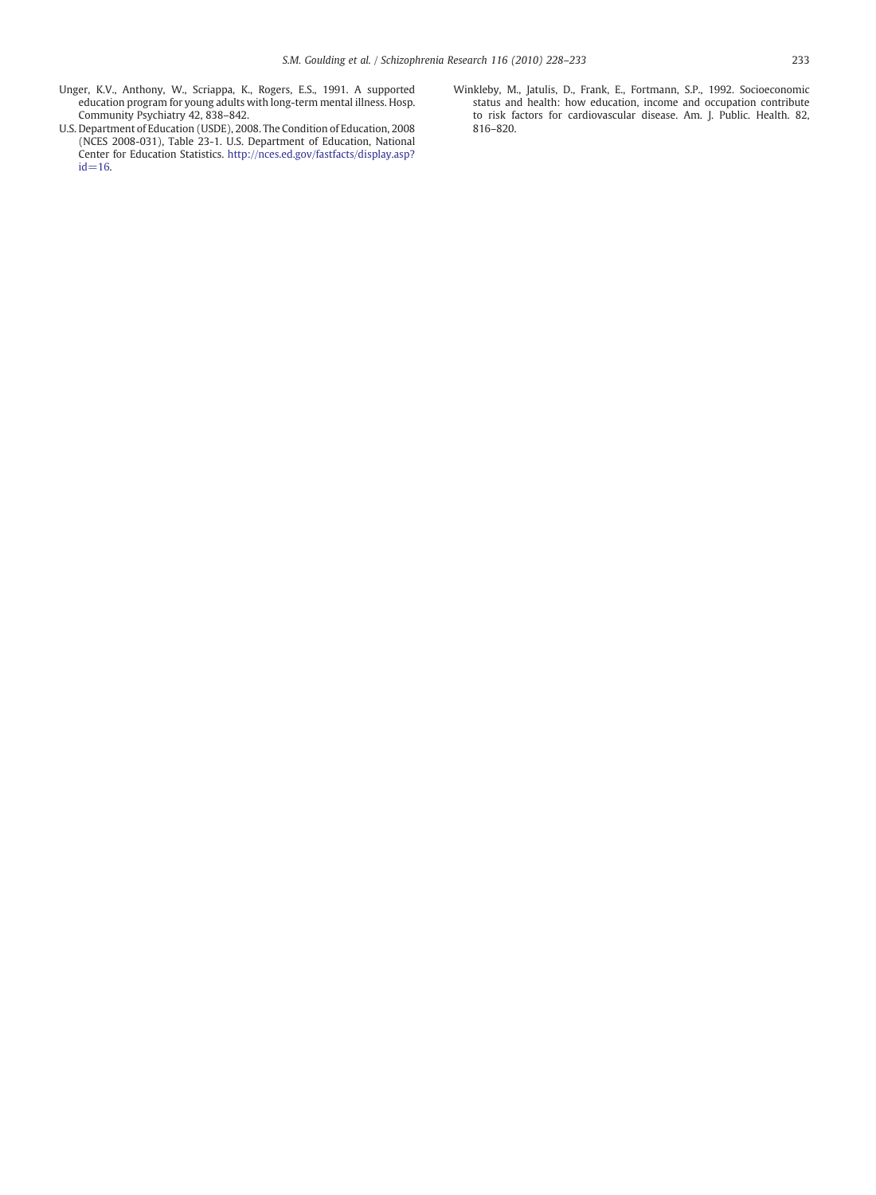Unger, K.V., Anthony, W., Sciappa, K., Rogers, E.S., 1991. A supported education program for young adults with long-term mental illness. Hosp. Community Psychiatry 42, 838–842.

U.S. Department of Education (USDE), 2008. The Condition of Education, 2008 (NCES 2008-031), Table 23-1. U.S. Department of Education, National Center for Education Statistics. http://nces.ed.gov/fastfacts/display.asp?id=16.

Winkleby, M., Jatulis, D., Frank, E., Fortmann, S.P., 1992. Socioeconomic status and health: how education, income and occupation contribute to risk factors for cardiovascular disease. Am. J. Public. Health. 82, 816–820.